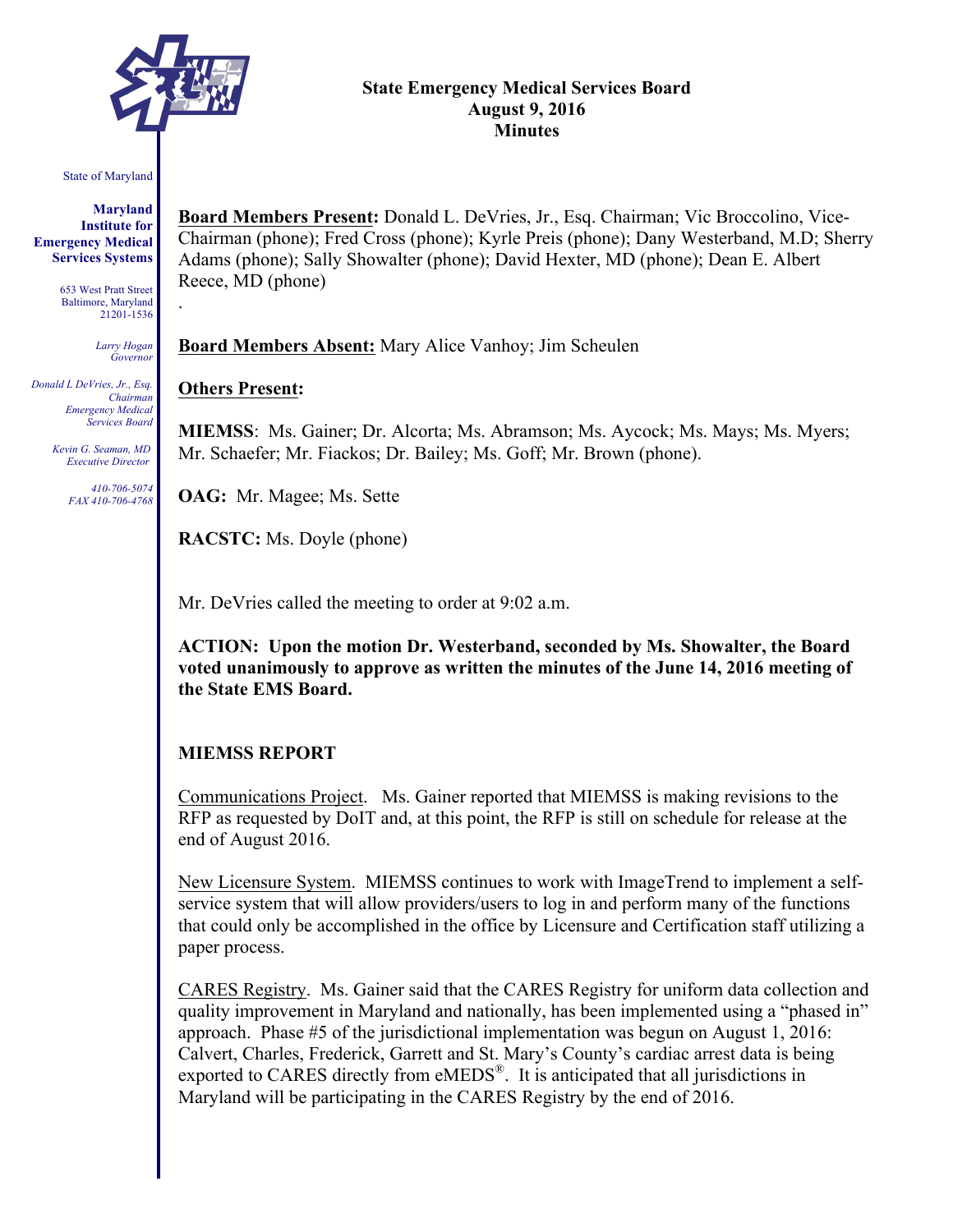State of Maryland

**Maryland Institute for Emergency Medical Services Systems**

653 West Pratt Street
Baltimore, Maryland
21201-1536

*Larry Hogan*
*Governor*

*Donald L DeVries, Jr., Esq.*
*Chairman*
*Emergency Medical Services Board*

*Kevin G. Seaman, MD*
*Executive Director*

*410-706-5074*
*FAX 410-706-4768*

# State Emergency Medical Services Board
## August 9, 2016
## Minutes

**Board Members Present:** Donald L. DeVries, Jr., Esq. Chairman; Vic Broccolino, Vice-Chairman (phone); Fred Cross (phone); Kyrle Preis (phone); Dany Westerband, M.D; Sherry Adams (phone); Sally Showalter (phone); David Hexter, MD (phone); Dean E. Albert Reece, MD (phone)

.

**Board Members Absent:** Mary Alice Vanhoy; Jim Scheulen

**Others Present:**

**MIEMSS**: Ms. Gainer; Dr. Alcorta; Ms. Abramson; Ms. Aycock; Ms. Mays; Ms. Myers; Mr. Schaefer; Mr. Fiackos; Dr. Bailey; Ms. Goff; Mr. Brown (phone).

**OAG:** Mr. Magee; Ms. Sette

**RACSTC:** Ms. Doyle (phone)

Mr. DeVries called the meeting to order at 9:02 a.m.

**ACTION: Upon the motion Dr. Westerband, seconded by Ms. Showalter, the Board voted unanimously to approve as written the minutes of the June 14, 2016 meeting of the State EMS Board.**

**MIEMSS REPORT**

Communications Project. Ms. Gainer reported that MIEMSS is making revisions to the RFP as requested by DoIT and, at this point, the RFP is still on schedule for release at the end of August 2016.

New Licensure System. MIEMSS continues to work with ImageTrend to implement a self-service system that will allow providers/users to log in and perform many of the functions that could only be accomplished in the office by Licensure and Certification staff utilizing a paper process.

CARES Registry. Ms. Gainer said that the CARES Registry for uniform data collection and quality improvement in Maryland and nationally, has been implemented using a "phased in" approach. Phase #5 of the jurisdictional implementation was begun on August 1, 2016: Calvert, Charles, Frederick, Garrett and St. Mary's County's cardiac arrest data is being exported to CARES directly from eMEDS®. It is anticipated that all jurisdictions in Maryland will be participating in the CARES Registry by the end of 2016.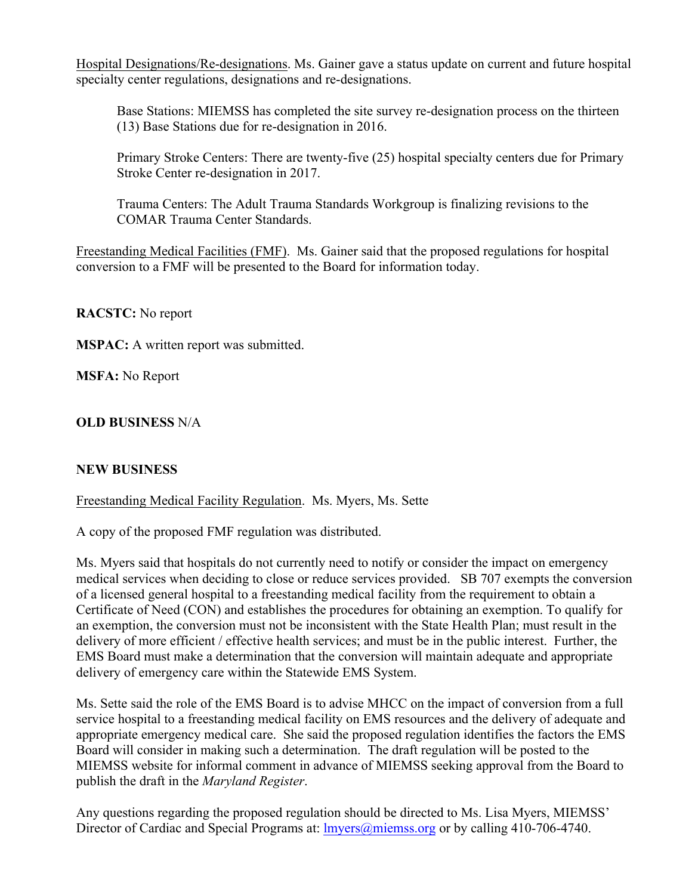Hospital Designations/Re-designations. Ms. Gainer gave a status update on current and future hospital specialty center regulations, designations and re-designations.

> Base Stations: MIEMSS has completed the site survey re-designation process on the thirteen (13) Base Stations due for re-designation in 2016.
>
> Primary Stroke Centers: There are twenty-five (25) hospital specialty centers due for Primary Stroke Center re-designation in 2017.
>
> Trauma Centers: The Adult Trauma Standards Workgroup is finalizing revisions to the COMAR Trauma Center Standards.

Freestanding Medical Facilities (FMF). Ms. Gainer said that the proposed regulations for hospital conversion to a FMF will be presented to the Board for information today.

**RACSTC:** No report

**MSPAC:** A written report was submitted.

**MSFA:** No Report

**OLD BUSINESS** N/A

**NEW BUSINESS**

Freestanding Medical Facility Regulation. Ms. Myers, Ms. Sette

A copy of the proposed FMF regulation was distributed.

Ms. Myers said that hospitals do not currently need to notify or consider the impact on emergency medical services when deciding to close or reduce services provided. SB 707 exempts the conversion of a licensed general hospital to a freestanding medical facility from the requirement to obtain a Certificate of Need (CON) and establishes the procedures for obtaining an exemption. To qualify for an exemption, the conversion must not be inconsistent with the State Health Plan; must result in the delivery of more efficient / effective health services; and must be in the public interest. Further, the EMS Board must make a determination that the conversion will maintain adequate and appropriate delivery of emergency care within the Statewide EMS System.

Ms. Sette said the role of the EMS Board is to advise MHCC on the impact of conversion from a full service hospital to a freestanding medical facility on EMS resources and the delivery of adequate and appropriate emergency medical care. She said the proposed regulation identifies the factors the EMS Board will consider in making such a determination. The draft regulation will be posted to the MIEMSS website for informal comment in advance of MIEMSS seeking approval from the Board to publish the draft in the *Maryland Register*.

Any questions regarding the proposed regulation should be directed to Ms. Lisa Myers, MIEMSS' Director of Cardiac and Special Programs at: lmyers@miemss.org or by calling 410-706-4740.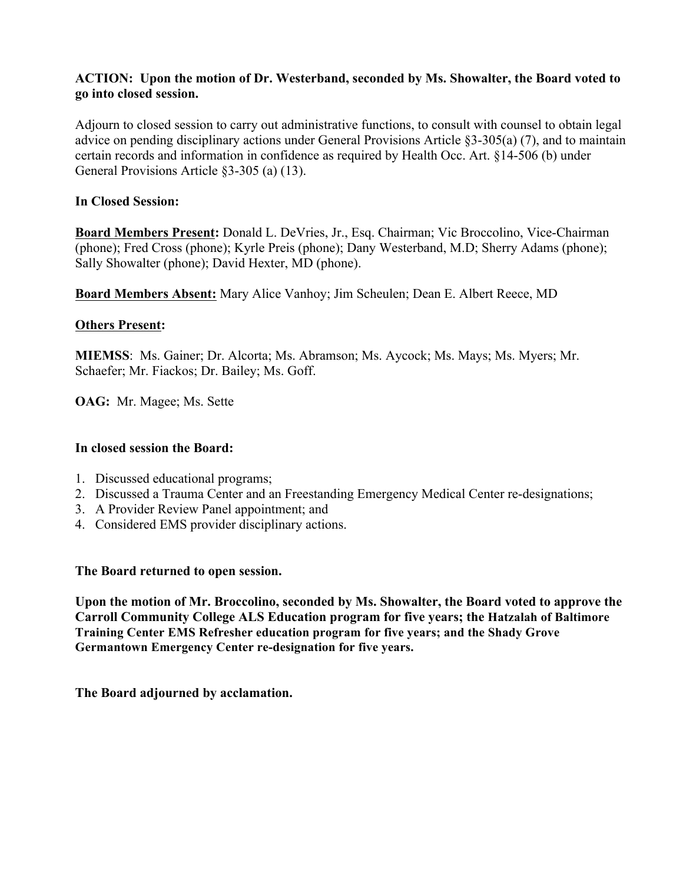**ACTION: Upon the motion of Dr. Westerband, seconded by Ms. Showalter, the Board voted to go into closed session.**

Adjourn to closed session to carry out administrative functions, to consult with counsel to obtain legal advice on pending disciplinary actions under General Provisions Article §3-305(a) (7), and to maintain certain records and information in confidence as required by Health Occ. Art. §14-506 (b) under General Provisions Article §3-305 (a) (13).

**In Closed Session:**

**Board Members Present:** Donald L. DeVries, Jr., Esq. Chairman; Vic Broccolino, Vice-Chairman (phone); Fred Cross (phone); Kyrle Preis (phone); Dany Westerband, M.D; Sherry Adams (phone); Sally Showalter (phone); David Hexter, MD (phone).

**Board Members Absent:** Mary Alice Vanhoy; Jim Scheulen; Dean E. Albert Reece, MD

**Others Present:**

**MIEMSS**: Ms. Gainer; Dr. Alcorta; Ms. Abramson; Ms. Aycock; Ms. Mays; Ms. Myers; Mr. Schaefer; Mr. Fiackos; Dr. Bailey; Ms. Goff.

**OAG:** Mr. Magee; Ms. Sette

**In closed session the Board:**

1. Discussed educational programs;
2. Discussed a Trauma Center and an Freestanding Emergency Medical Center re-designations;
3. A Provider Review Panel appointment; and
4. Considered EMS provider disciplinary actions.

**The Board returned to open session.**

**Upon the motion of Mr. Broccolino, seconded by Ms. Showalter, the Board voted to approve the Carroll Community College ALS Education program for five years; the Hatzalah of Baltimore Training Center EMS Refresher education program for five years; and the Shady Grove Germantown Emergency Center re-designation for five years.**

**The Board adjourned by acclamation.**